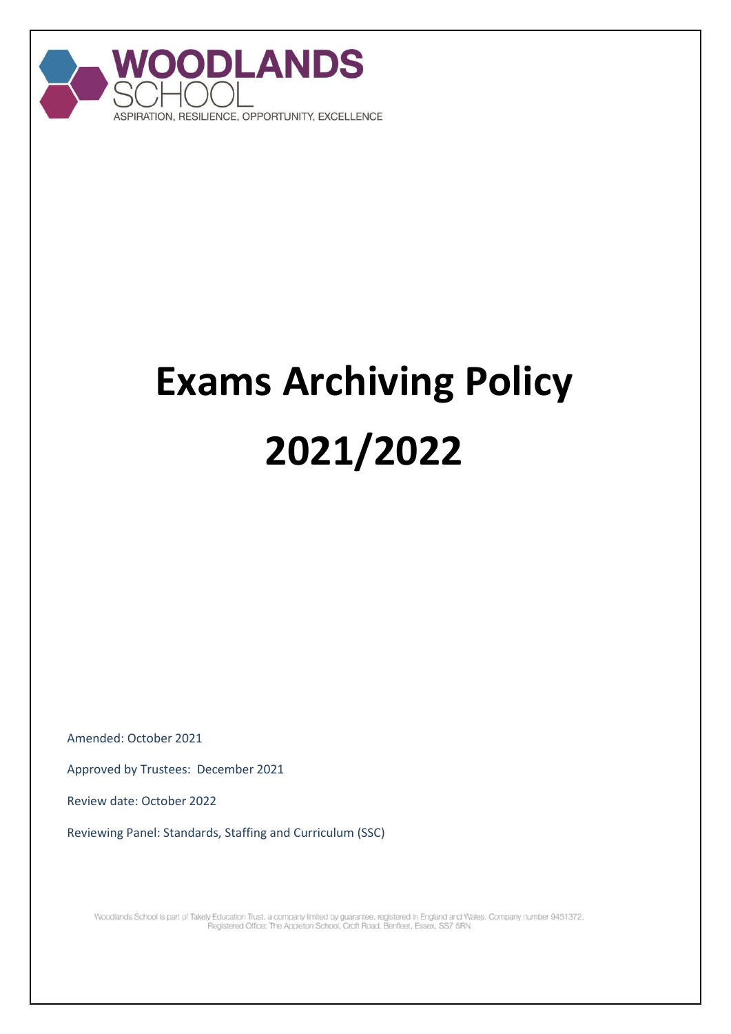**WOODLANDS**
SCHOOL
ASPIRATION, RESILIENCE, OPPORTUNITY, EXCELLENCE

# Exams Archiving Policy 2021/2022

Amended: October 2021

Approved by Trustees: December 2021

Review date: October 2022

Reviewing Panel: Standards, Staffing and Curriculum (SSC)

Woodlands School is part of Takely Education Trust, a company limited by guarantee, registered in England and Wales. Company number 9451372.
Registered Office: The Appleton School, Croft Road, Benfleet, Essex, SS7 5RN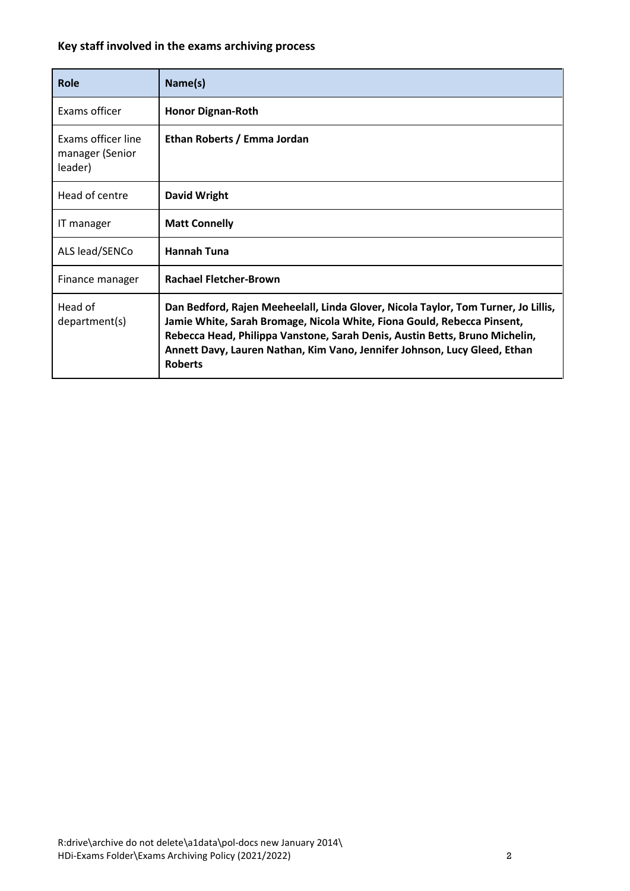**Key staff involved in the exams archiving process**

| Role | Name(s) |
|---|---|
| Exams officer | **Honor Dignan-Roth** |
| Exams officer line manager (Senior leader) | **Ethan Roberts / Emma Jordan** |
| Head of centre | **David Wright** |
| IT manager | **Matt Connelly** |
| ALS lead/SENCo | **Hannah Tuna** |
| Finance manager | **Rachael Fletcher-Brown** |
| Head of department(s) | **Dan Bedford, Rajen Meeheelall, Linda Glover, Nicola Taylor, Tom Turner, Jo Lillis, Jamie White, Sarah Bromage, Nicola White, Fiona Gould, Rebecca Pinsent, Rebecca Head, Philippa Vanstone, Sarah Denis, Austin Betts, Bruno Michelin, Annett Davy, Lauren Nathan, Kim Vano, Jennifer Johnson, Lucy Gleed, Ethan Roberts** |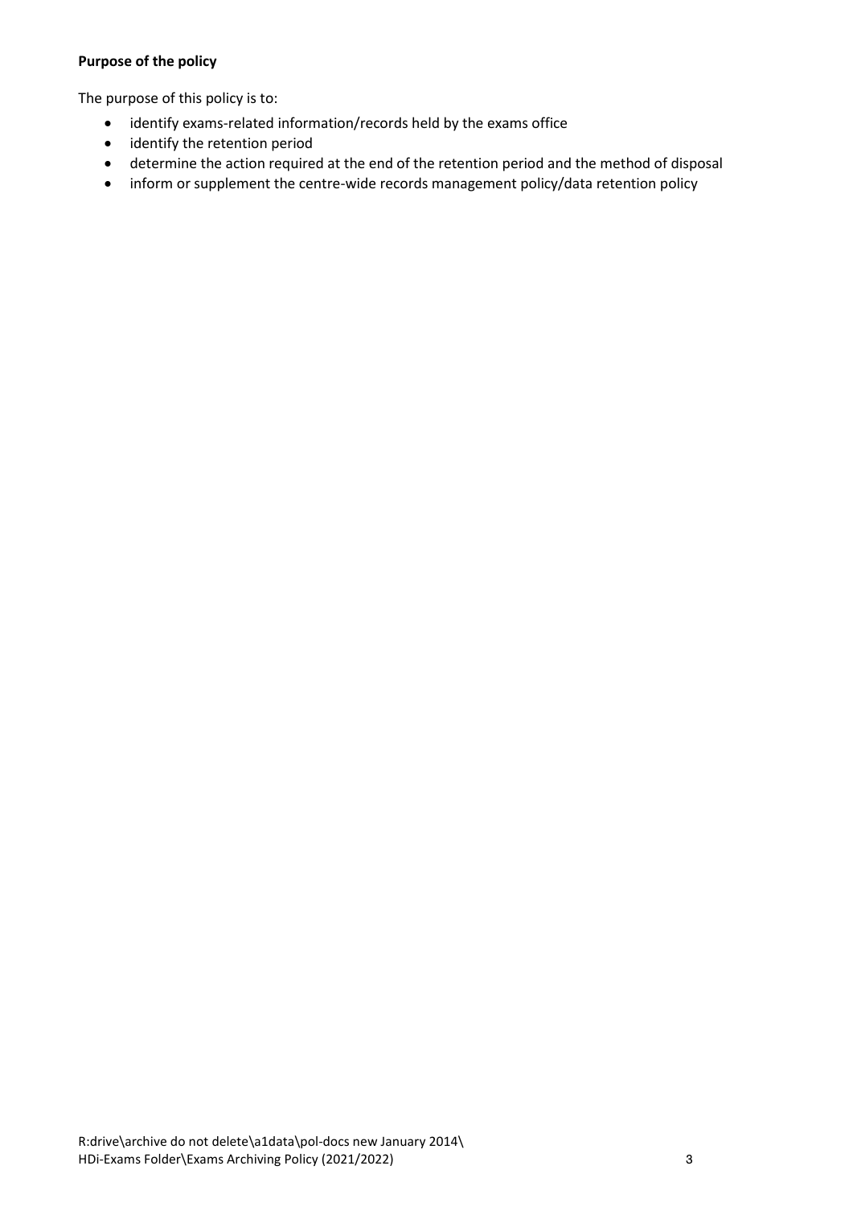**Purpose of the policy**

The purpose of this policy is to:

- identify exams-related information/records held by the exams office
- identify the retention period
- determine the action required at the end of the retention period and the method of disposal
- inform or supplement the centre-wide records management policy/data retention policy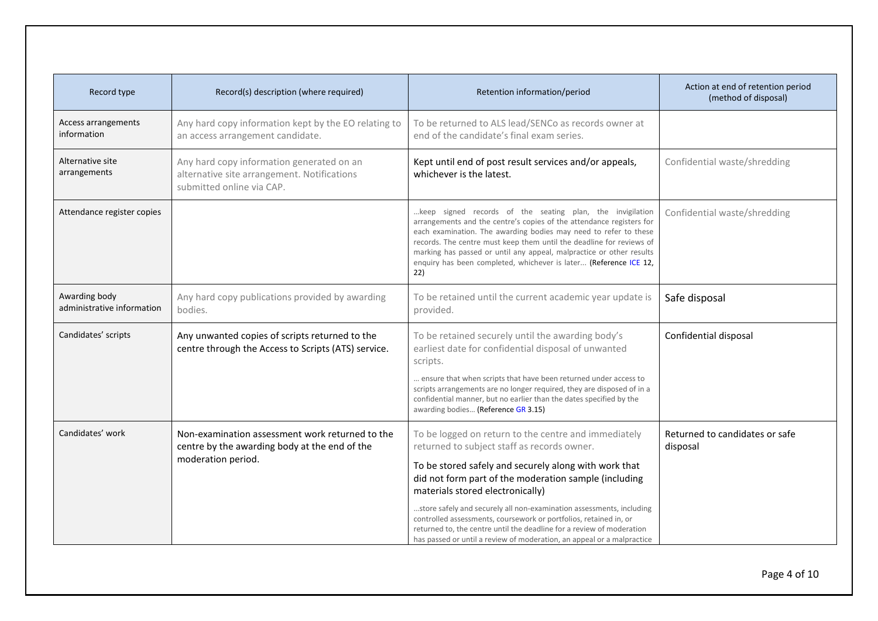| Record type | Record(s) description (where required) | Retention information/period | Action at end of retention period (method of disposal) |
| --- | --- | --- | --- |
| Access arrangements information | Any hard copy information kept by the EO relating to an access arrangement candidate. | To be returned to ALS lead/SENCo as records owner at end of the candidate's final exam series. | |
| Alternative site arrangements | Any hard copy information generated on an alternative site arrangement. Notifications submitted online via CAP. | Kept until end of post result services and/or appeals, whichever is the latest. | Confidential waste/shredding |
| Attendance register copies | | …keep signed records of the seating plan, the invigilation arrangements and the centre's copies of the attendance registers for each examination. The awarding bodies may need to refer to these records. The centre must keep them until the deadline for reviews of marking has passed or until any appeal, malpractice or other results enquiry has been completed, whichever is later… **(Reference ICE 12, 22)** | Confidential waste/shredding |
| Awarding body administrative information | Any hard copy publications provided by awarding bodies. | To be retained until the current academic year update is provided. | Safe disposal |
| Candidates' scripts | Any unwanted copies of scripts returned to the centre through the Access to Scripts (ATS) service. | To be retained securely until the awarding body's earliest date for confidential disposal of unwanted scripts.<br><br>… ensure that when scripts that have been returned under access to scripts arrangements are no longer required, they are disposed of in a confidential manner, but no earlier than the dates specified by the awarding bodies… **(Reference GR 3.15)** | Confidential disposal |
| Candidates' work | Non-examination assessment work returned to the centre by the awarding body at the end of the moderation period. | To be logged on return to the centre and immediately returned to subject staff as records owner.<br><br>To be stored safely and securely along with work that did not form part of the moderation sample (including materials stored electronically)<br><br>…store safely and securely all non-examination assessments, including controlled assessments, coursework or portfolios, retained in, or returned to, the centre until the deadline for a review of moderation has passed or until a review of moderation, an appeal or a malpractice | Returned to candidates or safe disposal |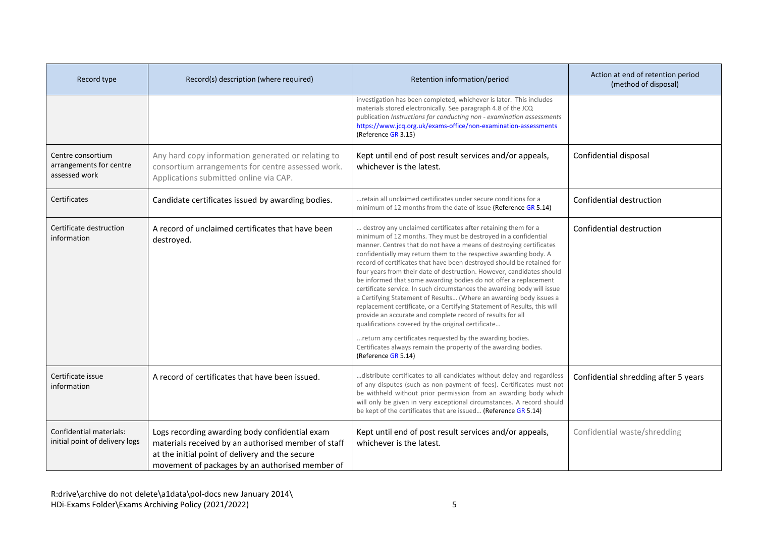| Record type | Record(s) description (where required) | Retention information/period | Action at end of retention period (method of disposal) |
|---|---|---|---|
| | | investigation has been completed, whichever is later. This includes materials stored electronically. See paragraph 4.8 of the JCQ publication *Instructions for conducting non - examination assessments* https://www.jcq.org.uk/exams-office/non-examination-assessments (Reference GR 3.15) | |
| Centre consortium arrangements for centre assessed work | Any hard copy information generated or relating to consortium arrangements for centre assessed work. Applications submitted online via CAP. | Kept until end of post result services and/or appeals, whichever is the latest. | Confidential disposal |
| Certificates | Candidate certificates issued by awarding bodies. | …retain all unclaimed certificates under secure conditions for a minimum of 12 months from the date of issue (Reference GR 5.14) | Confidential destruction |
| Certificate destruction information | A record of unclaimed certificates that have been destroyed. | … destroy any unclaimed certificates after retaining them for a minimum of 12 months. They must be destroyed in a confidential manner. Centres that do not have a means of destroying certificates confidentially may return them to the respective awarding body. A record of certificates that have been destroyed should be retained for four years from their date of destruction. However, candidates should be informed that some awarding bodies do not offer a replacement certificate service. In such circumstances the awarding body will issue a Certifying Statement of Results… (Where an awarding body issues a replacement certificate, or a Certifying Statement of Results, this will provide an accurate and complete record of results for all qualifications covered by the original certificate… <br><br> …return any certificates requested by the awarding bodies. Certificates always remain the property of the awarding bodies. (Reference GR 5.14) | Confidential destruction |
| Certificate issue information | A record of certificates that have been issued. | …distribute certificates to all candidates without delay and regardless of any disputes (such as non-payment of fees). Certificates must not be withheld without prior permission from an awarding body which will only be given in very exceptional circumstances. A record should be kept of the certificates that are issued… (Reference GR 5.14) | Confidential shredding after 5 years |
| Confidential materials: initial point of delivery logs | Logs recording awarding body confidential exam materials received by an authorised member of staff at the initial point of delivery and the secure movement of packages by an authorised member of | Kept until end of post result services and/or appeals, whichever is the latest. | Confidential waste/shredding |

R:drive\archive do not delete\a1data\pol-docs new January 2014\
HDi-Exams Folder\Exams Archiving Policy (2021/2022)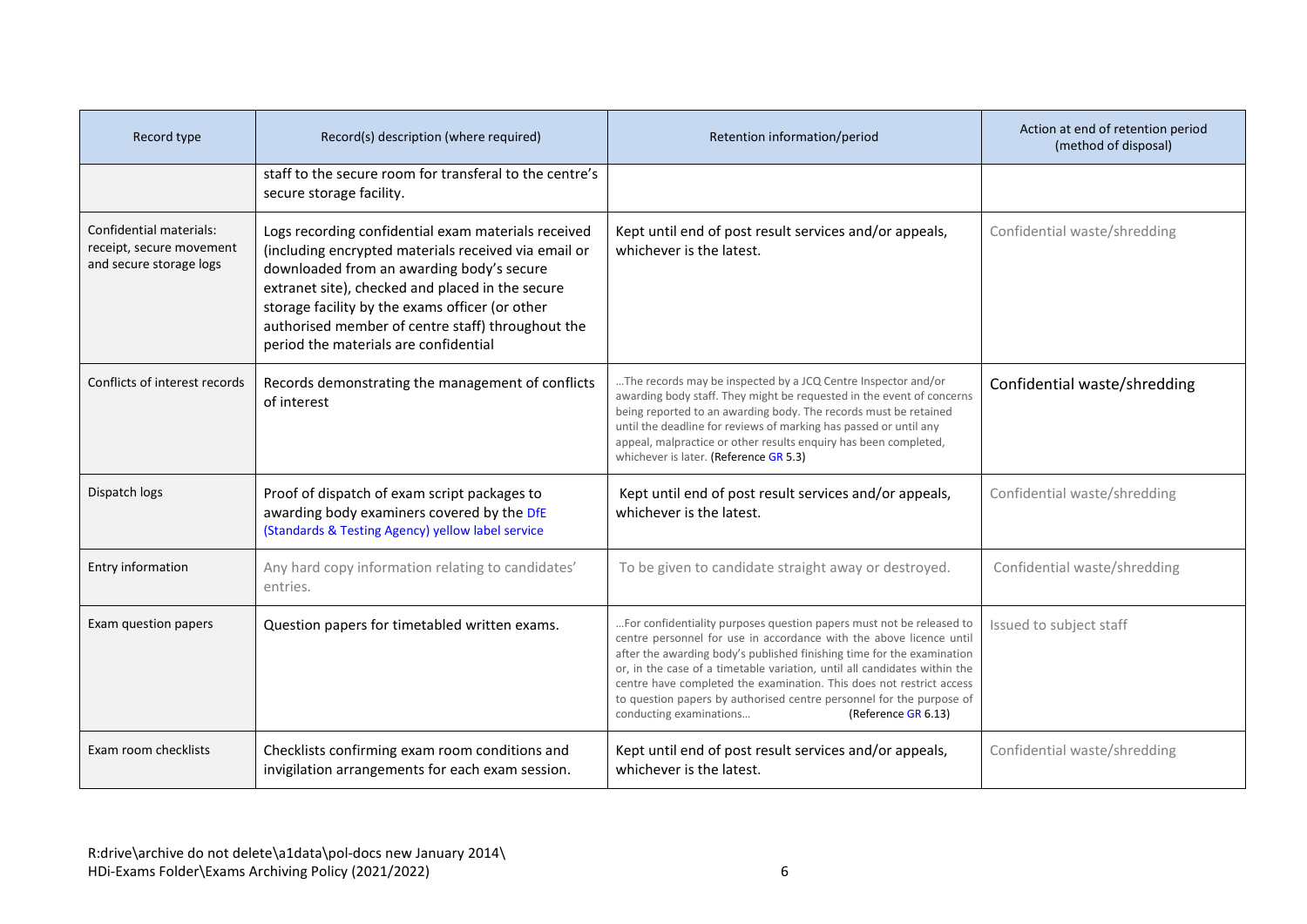| Record type | Record(s) description (where required) | Retention information/period | Action at end of retention period (method of disposal) |
|---|---|---|---|
| | staff to the secure room for transferal to the centre's secure storage facility. | | |
| Confidential materials: receipt, secure movement and secure storage logs | Logs recording confidential exam materials received (including encrypted materials received via email or downloaded from an awarding body's secure extranet site), checked and placed in the secure storage facility by the exams officer (or other authorised member of centre staff) throughout the period the materials are confidential | Kept until end of post result services and/or appeals, whichever is the latest. | Confidential waste/shredding |
| Conflicts of interest records | Records demonstrating the management of conflicts of interest | …The records may be inspected by a JCQ Centre Inspector and/or awarding body staff. They might be requested in the event of concerns being reported to an awarding body. The records must be retained until the deadline for reviews of marking has passed or until any appeal, malpractice or other results enquiry has been completed, whichever is later. **(Reference GR 5.3)** | Confidential waste/shredding |
| Dispatch logs | Proof of dispatch of exam script packages to awarding body examiners covered by the DfE (Standards & Testing Agency) yellow label service | Kept until end of post result services and/or appeals, whichever is the latest. | Confidential waste/shredding |
| Entry information | Any hard copy information relating to candidates' entries. | To be given to candidate straight away or destroyed. | Confidential waste/shredding |
| Exam question papers | Question papers for timetabled written exams. | …For confidentiality purposes question papers must not be released to centre personnel for use in accordance with the above licence until after the awarding body's published finishing time for the examination or, in the case of a timetable variation, until all candidates within the centre have completed the examination. This does not restrict access to question papers by authorised centre personnel for the purpose of conducting examinations… (Reference GR 6.13) | Issued to subject staff |
| Exam room checklists | Checklists confirming exam room conditions and invigilation arrangements for each exam session. | Kept until end of post result services and/or appeals, whichever is the latest. | Confidential waste/shredding |

R:drive\archive do not delete\a1data\pol-docs new January 2014\
HDi-Exams Folder\Exams Archiving Policy (2021/2022)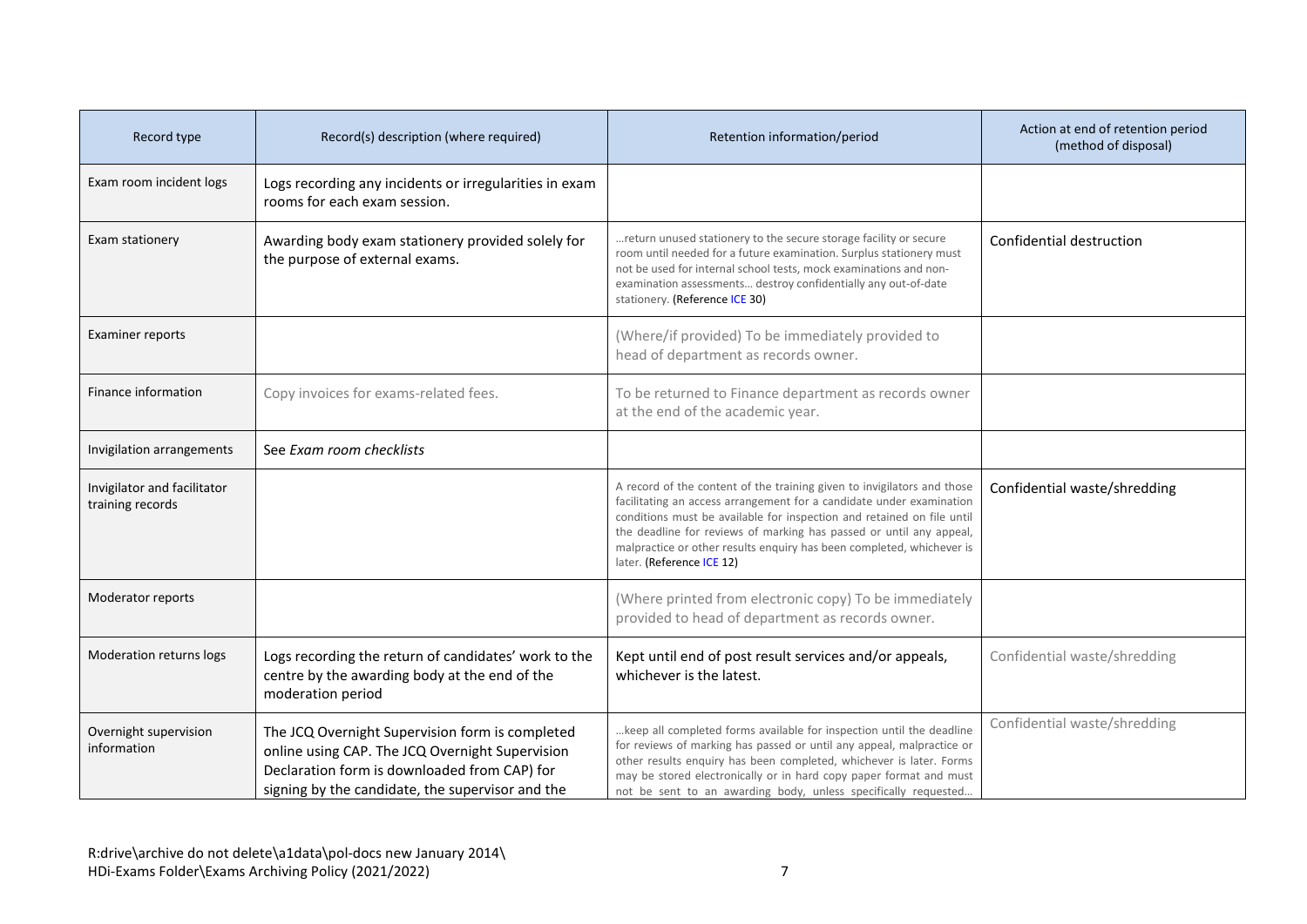| Record type | Record(s) description (where required) | Retention information/period | Action at end of retention period (method of disposal) |
|---|---|---|---|
| Exam room incident logs | Logs recording any incidents or irregularities in exam rooms for each exam session. | | |
| Exam stationery | Awarding body exam stationery provided solely for the purpose of external exams. | …return unused stationery to the secure storage facility or secure room until needed for a future examination. Surplus stationery must not be used for internal school tests, mock examinations and non-examination assessments… destroy confidentially any out-of-date stationery. **(Reference ICE 30)** | Confidential destruction |
| Examiner reports | | (Where/if provided) To be immediately provided to head of department as records owner. | |
| Finance information | Copy invoices for exams-related fees. | To be returned to Finance department as records owner at the end of the academic year. | |
| Invigilation arrangements | See *Exam room checklists* | | |
| Invigilator and facilitator training records | | A record of the content of the training given to invigilators and those facilitating an access arrangement for a candidate under examination conditions must be available for inspection and retained on file until the deadline for reviews of marking has passed or until any appeal, malpractice or other results enquiry has been completed, whichever is later. **(Reference ICE 12)** | Confidential waste/shredding |
| Moderator reports | | (Where printed from electronic copy) To be immediately provided to head of department as records owner. | |
| Moderation returns logs | Logs recording the return of candidates' work to the centre by the awarding body at the end of the moderation period | Kept until end of post result services and/or appeals, whichever is the latest. | Confidential waste/shredding |
| Overnight supervision information | The JCQ Overnight Supervision form is completed online using CAP. The JCQ Overnight Supervision Declaration form is downloaded from CAP) for signing by the candidate, the supervisor and the | …keep all completed forms available for inspection until the deadline for reviews of marking has passed or until any appeal, malpractice or other results enquiry has been completed, whichever is later. Forms may be stored electronically or in hard copy paper format and must not be sent to an awarding body, unless specifically requested… | Confidential waste/shredding |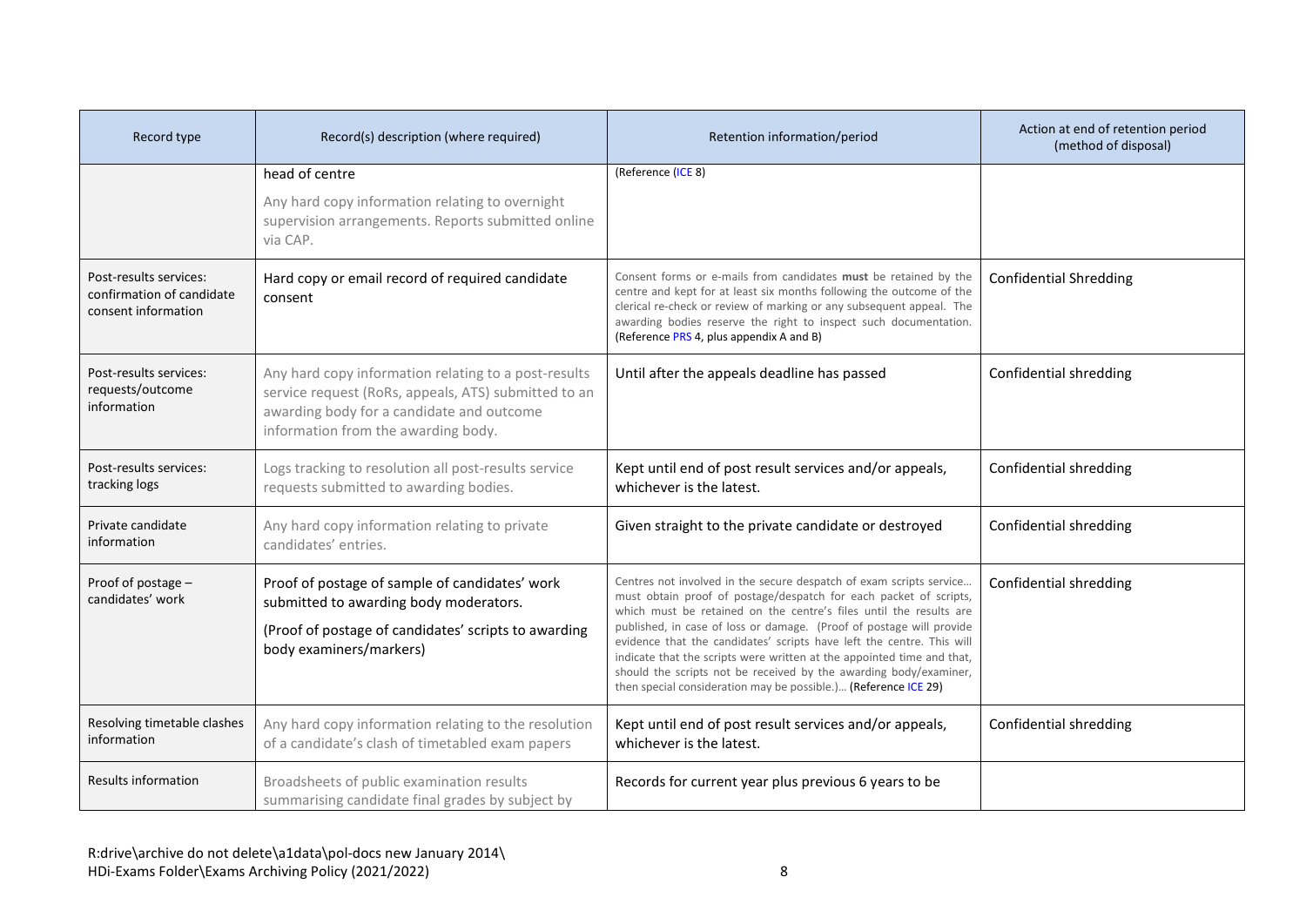| Record type | Record(s) description (where required) | Retention information/period | Action at end of retention period (method of disposal) |
|---|---|---|---|
| | head of centre<br><br>Any hard copy information relating to overnight supervision arrangements. Reports submitted online via CAP. | (Reference ICE 8) | |
| Post-results services: confirmation of candidate consent information | Hard copy or email record of required candidate consent | Consent forms or e-mails from candidates **must** be retained by the centre and kept for at least six months following the outcome of the clerical re-check or review of marking or any subsequent appeal. The awarding bodies reserve the right to inspect such documentation. (Reference PRS 4, plus appendix A and B) | Confidential Shredding |
| Post-results services: requests/outcome information | Any hard copy information relating to a post-results service request (RoRs, appeals, ATS) submitted to an awarding body for a candidate and outcome information from the awarding body. | Until after the appeals deadline has passed | Confidential shredding |
| Post-results services: tracking logs | Logs tracking to resolution all post-results service requests submitted to awarding bodies. | Kept until end of post result services and/or appeals, whichever is the latest. | Confidential shredding |
| Private candidate information | Any hard copy information relating to private candidates' entries. | Given straight to the private candidate or destroyed | Confidential shredding |
| Proof of postage – candidates' work | Proof of postage of sample of candidates' work submitted to awarding body moderators.<br><br>(Proof of postage of candidates' scripts to awarding body examiners/markers) | Centres not involved in the secure despatch of exam scripts service… must obtain proof of postage/despatch for each packet of scripts, which must be retained on the centre's files until the results are published, in case of loss or damage. (Proof of postage will provide evidence that the candidates' scripts have left the centre. This will indicate that the scripts were written at the appointed time and that, should the scripts not be received by the awarding body/examiner, then special consideration may be possible.)… (Reference ICE 29) | Confidential shredding |
| Resolving timetable clashes information | Any hard copy information relating to the resolution of a candidate's clash of timetabled exam papers | Kept until end of post result services and/or appeals, whichever is the latest. | Confidential shredding |
| Results information | Broadsheets of public examination results summarising candidate final grades by subject by | Records for current year plus previous 6 years to be | |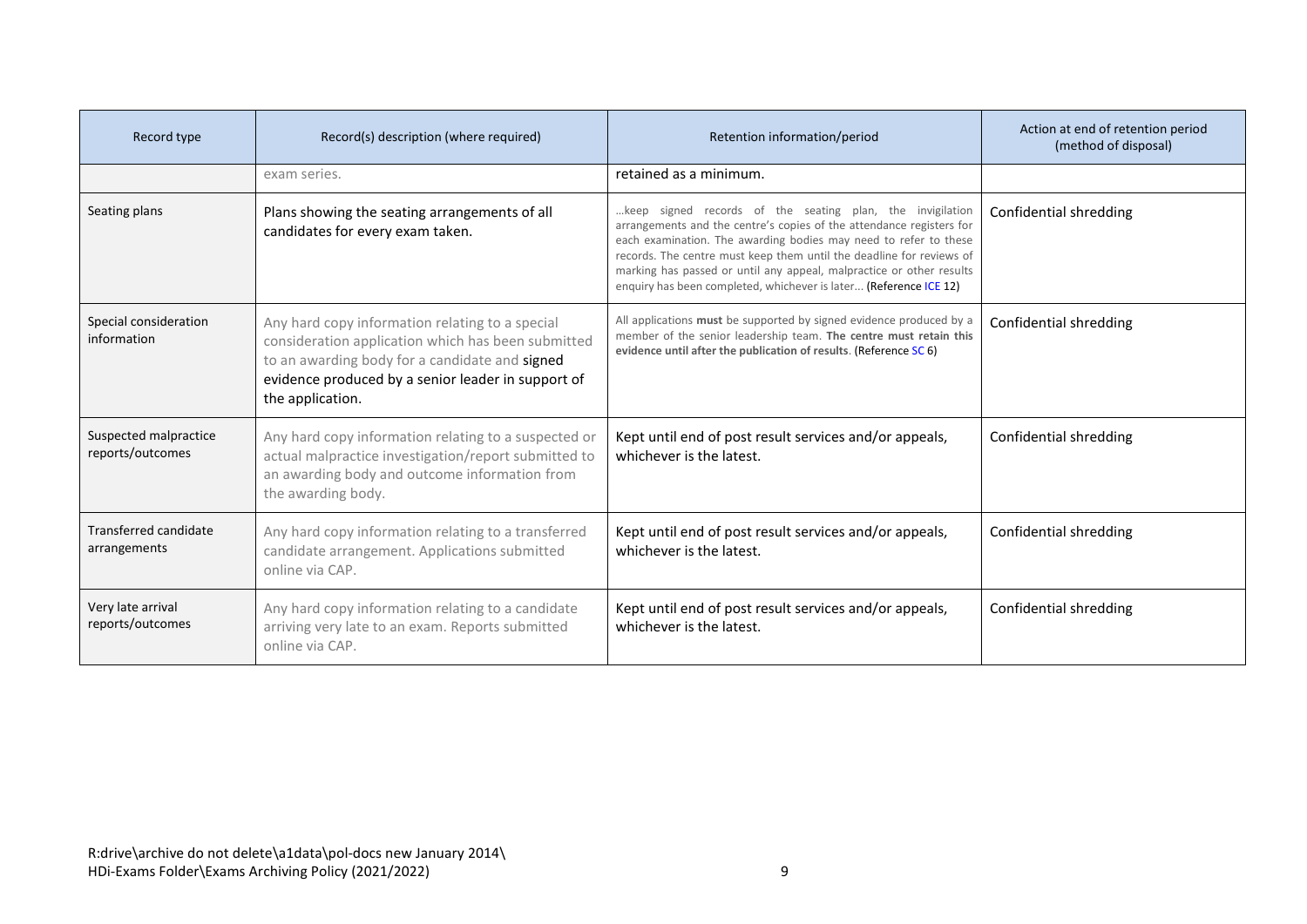| Record type | Record(s) description (where required) | Retention information/period | Action at end of retention period (method of disposal) |
|---|---|---|---|
| | exam series. | retained as a minimum. | |
| Seating plans | Plans showing the seating arrangements of all candidates for every exam taken. | …keep signed records of the seating plan, the invigilation arrangements and the centre's copies of the attendance registers for each examination. The awarding bodies may need to refer to these records. The centre must keep them until the deadline for reviews of marking has passed or until any appeal, malpractice or other results enquiry has been completed, whichever is later… **(Reference ICE 12)** | Confidential shredding |
| Special consideration information | Any hard copy information relating to a special consideration application which has been submitted to an awarding body for a candidate and **signed** evidence produced by a senior leader in support of the application. | All applications **must** be supported by signed evidence produced by a member of the senior leadership team. **The centre must retain this evidence until after the publication of results**. (Reference SC 6) | Confidential shredding |
| Suspected malpractice reports/outcomes | Any hard copy information relating to a suspected or actual malpractice investigation/report submitted to an awarding body and outcome information from the awarding body. | Kept until end of post result services and/or appeals, whichever is the latest. | Confidential shredding |
| Transferred candidate arrangements | Any hard copy information relating to a transferred candidate arrangement. Applications submitted online via CAP. | Kept until end of post result services and/or appeals, whichever is the latest. | Confidential shredding |
| Very late arrival reports/outcomes | Any hard copy information relating to a candidate arriving very late to an exam. Reports submitted online via CAP. | Kept until end of post result services and/or appeals, whichever is the latest. | Confidential shredding |

R:drive\archive do not delete\a1data\pol-docs new January 2014\
HDi-Exams Folder\Exams Archiving Policy (2021/2022)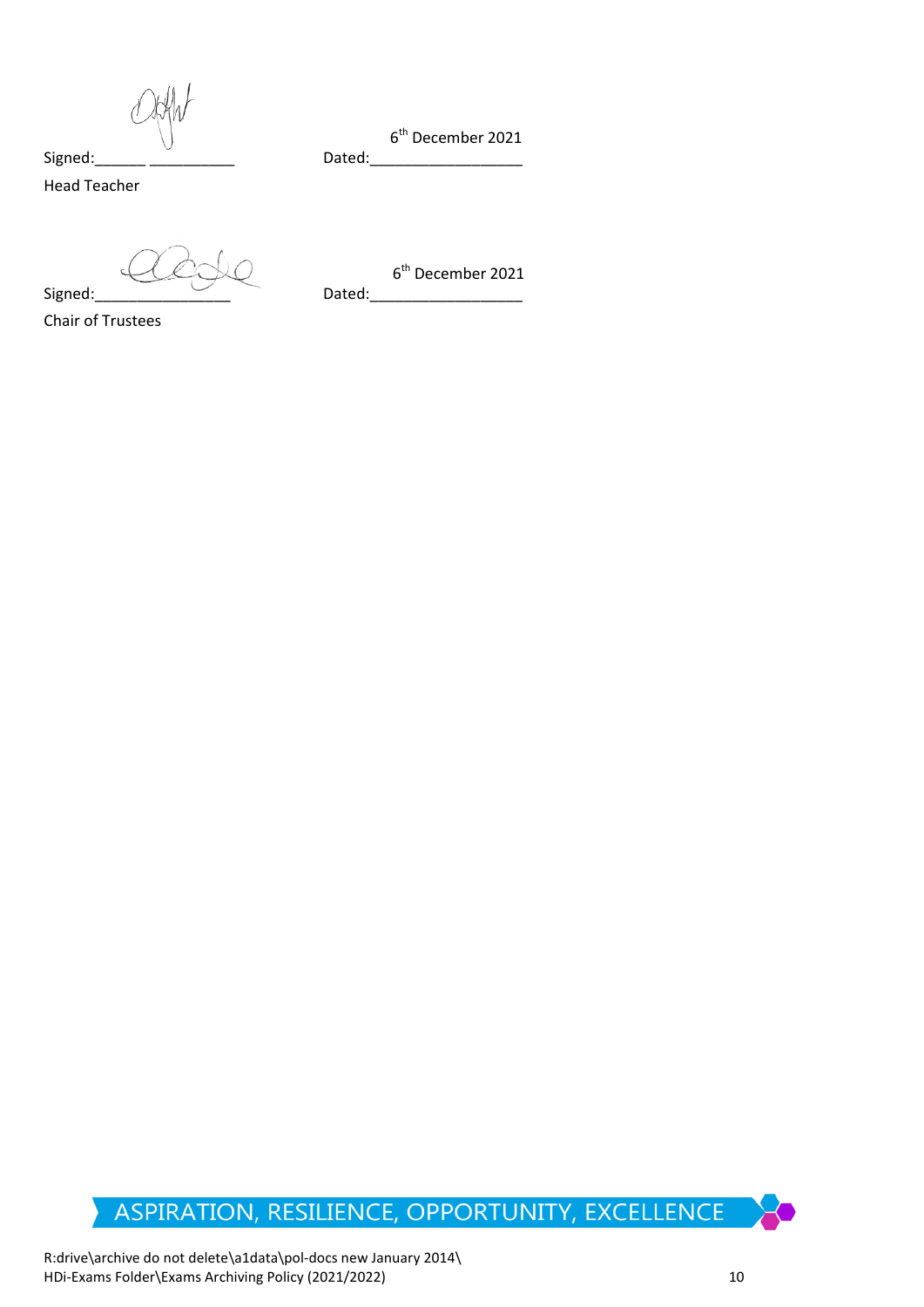Signed:______ __________ Dated: 6th December 2021

Head Teacher

Signed:________________ Dated: 6th December 2021

Chair of Trustees

ASPIRATION, RESILIENCE, OPPORTUNITY, EXCELLENCE

R:drive\archive do not delete\a1data\pol-docs new January 2014\
HDi-Exams Folder\Exams Archiving Policy (2021/2022)